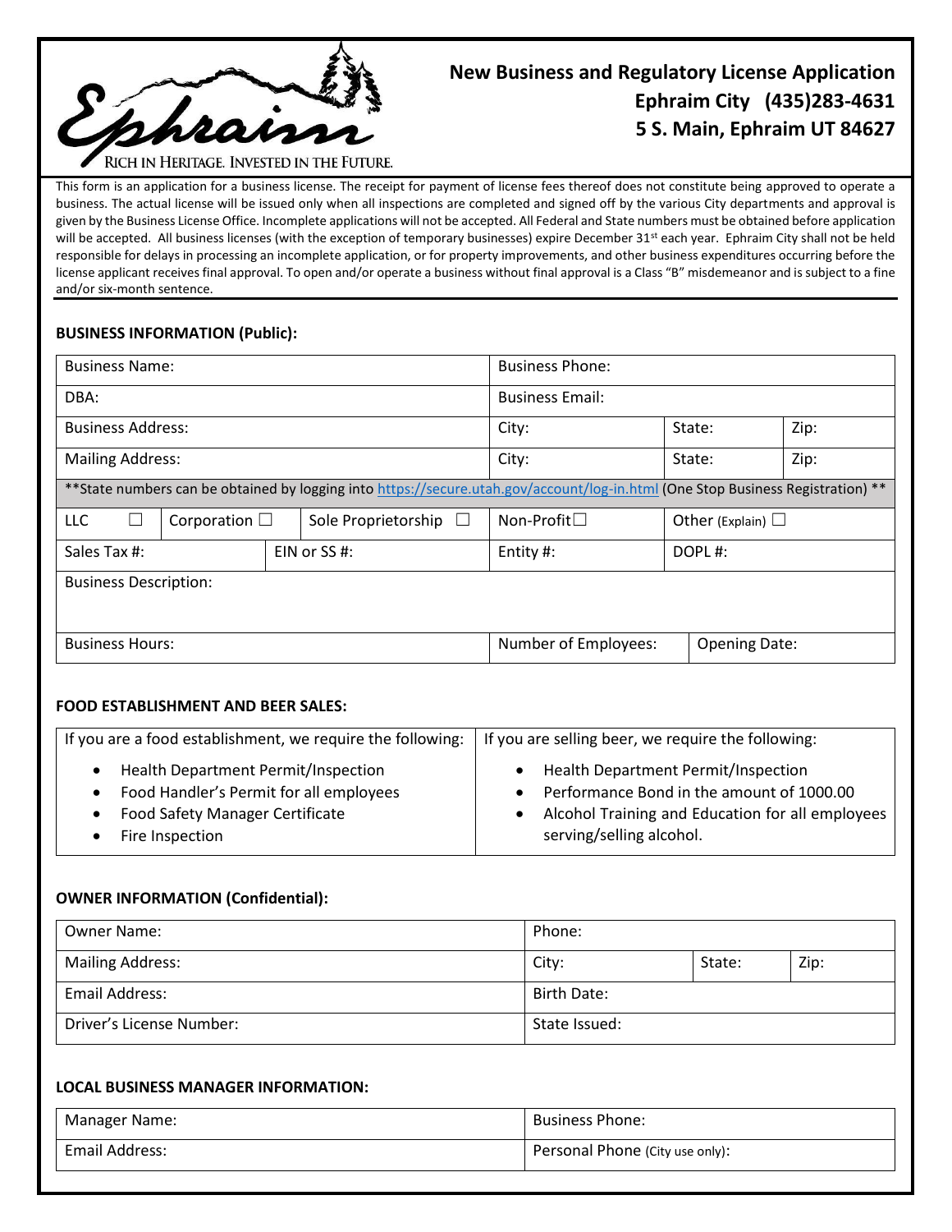Ephraim

RICH IN HERITAGE. INVESTED IN THE FUTURE.

# New Business and Regulatory License Application

**Ephraim City (435)283-4631**

**5 S. Main, Ephraim UT 84627**

This form is an application for a business license. The receipt for payment of license fees thereof does not constitute being approved to operate a business. The actual license will be issued only when all inspections are completed and signed off by the various City departments and approval is given by the Business License Office. Incomplete applications will not be accepted. All Federal and State numbers must be obtained before application will be accepted. All business licenses (with the exception of temporary businesses) expire December 31st each year. Ephraim City shall not be held responsible for delays in processing an incomplete application, or for property improvements, and other business expenditures occurring before the license applicant receives final approval. To open and/or operate a business without final approval is a Class "B" misdemeanor and is subject to a fine and/or six-month sentence.

### BUSINESS INFORMATION (Public):

| Business Name: | | | Business Phone: | | |
|---|---|---|---|---|---|
| DBA: | | | Business Email: | | |
| Business Address: | | | City: | State: | Zip: |
| Mailing Address: | | | City: | State: | Zip: |
| **State numbers can be obtained by logging into https://secure.utah.gov/account/log-in.html (One Stop Business Registration) ** | | | | | |
| LLC ☐ | Corporation ☐ | Sole Proprietorship ☐ | Non-Profit☐ | Other (Explain) ☐ | |
| Sales Tax #: | EIN or SS #: | | Entity #: | DOPL #: | |
| Business Description: | | | | | |
| Business Hours: | | | Number of Employees: | Opening Date: | |

### FOOD ESTABLISHMENT AND BEER SALES:

| If you are a food establishment, we require the following: | If you are selling beer, we require the following: |
|---|---|
| • Health Department Permit/Inspection<br>• Food Handler's Permit for all employees<br>• Food Safety Manager Certificate<br>• Fire Inspection | • Health Department Permit/Inspection<br>• Performance Bond in the amount of 1000.00<br>• Alcohol Training and Education for all employees serving/selling alcohol. |

### OWNER INFORMATION (Confidential):

| Owner Name: | Phone: | | |
|---|---|---|---|
| Mailing Address: | City: | State: | Zip: |
| Email Address: | Birth Date: | | |
| Driver's License Number: | State Issued: | | |

### LOCAL BUSINESS MANAGER INFORMATION:

| Manager Name: | Business Phone: |
|---|---|
| Email Address: | Personal Phone (City use only): |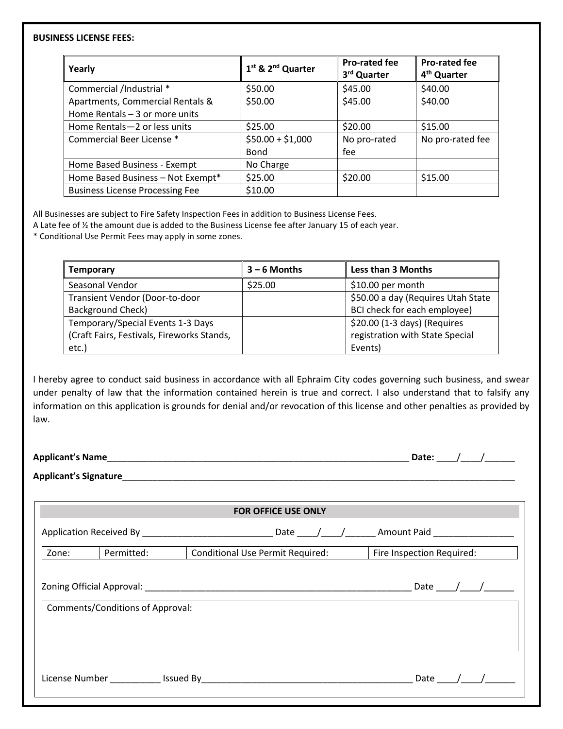**BUSINESS LICENSE FEES:**

| Yearly | 1st & 2nd Quarter | Pro-rated fee 3rd Quarter | Pro-rated fee 4th Quarter |
|---|---|---|---|
| Commercial /Industrial * | $50.00 | $45.00 | $40.00 |
| Apartments, Commercial Rentals & Home Rentals – 3 or more units | $50.00 | $45.00 | $40.00 |
| Home Rentals—2 or less units | $25.00 | $20.00 | $15.00 |
| Commercial Beer License * | $50.00 + $1,000 Bond | No pro-rated fee | No pro-rated fee |
| Home Based Business - Exempt | No Charge | | |
| Home Based Business – Not Exempt* | $25.00 | $20.00 | $15.00 |
| Business License Processing Fee | $10.00 | | |

All Businesses are subject to Fire Safety Inspection Fees in addition to Business License Fees.
A Late fee of ½ the amount due is added to the Business License fee after January 15 of each year.
* Conditional Use Permit Fees may apply in some zones.

| Temporary | 3 – 6 Months | Less than 3 Months |
|---|---|---|
| Seasonal Vendor | $25.00 | $10.00 per month |
| Transient Vendor (Door-to-door Background Check) | | $50.00 a day (Requires Utah State BCI check for each employee) |
| Temporary/Special Events 1-3 Days (Craft Fairs, Festivals, Fireworks Stands, etc.) | | $20.00 (1-3 days) (Requires registration with State Special Events) |

I hereby agree to conduct said business in accordance with all Ephraim City codes governing such business, and swear under penalty of law that the information contained herein is true and correct. I also understand that to falsify any information on this application is grounds for denial and/or revocation of this license and other penalties as provided by law.

**Applicant's Name**_______________________________________________ **Date:** ____/____/______

**Applicant's Signature**_______________________________________________

**FOR OFFICE USE ONLY**

Application Received By __________________________ Date ____/____/______ Amount Paid ________________

| Zone: | Permitted: | Conditional Use Permit Required: | Fire Inspection Required: |
|---|---|---|---|

Zoning Official Approval: _______________________________________________ Date ____/____/______

Comments/Conditions of Approval:

License Number __________ Issued By__________________________________________ Date ____/____/______